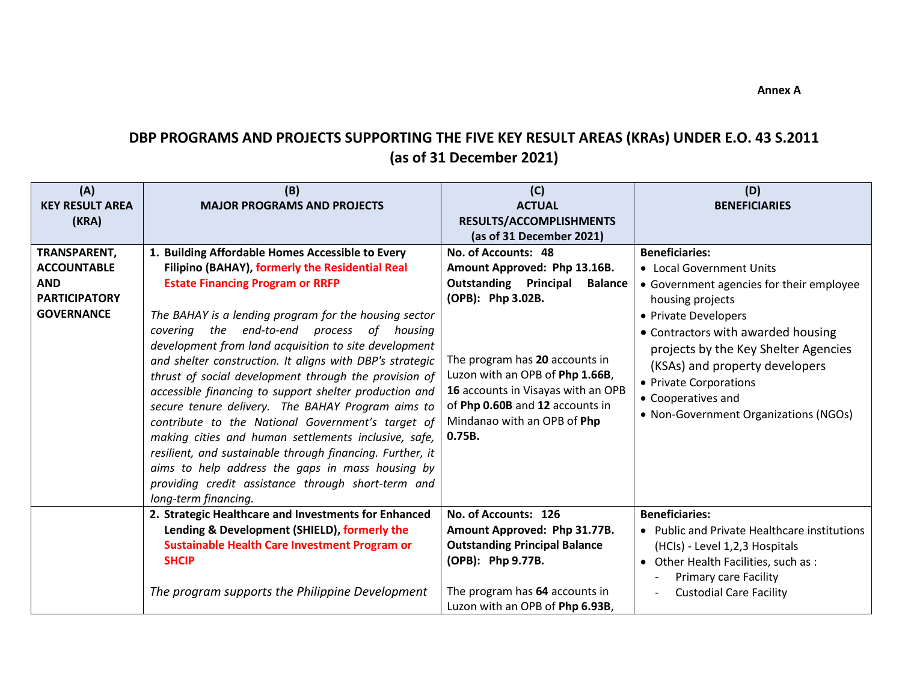**Annex A**

# DBP PROGRAMS AND PROJECTS SUPPORTING THE FIVE KEY RESULT AREAS (KRAs) UNDER E.O. 43 S.2011 (as of 31 December 2021)

| (A)<br>KEY RESULT AREA (KRA) | (B)<br>MAJOR PROGRAMS AND PROJECTS | (C)<br>ACTUAL RESULTS/ACCOMPLISHMENTS (as of 31 December 2021) | (D)<br>BENEFICIARIES |
|---|---|---|---|
| **TRANSPARENT, ACCOUNTABLE AND PARTICIPATORY GOVERNANCE** | **1. Building Affordable Homes Accessible to Every Filipino (BAHAY), formerly the Residential Real Estate Financing Program or RRFP**<br><br>*The BAHAY is a lending program for the housing sector covering the end-to-end process of housing development from land acquisition to site development and shelter construction. It aligns with DBP's strategic thrust of social development through the provision of accessible financing to support shelter production and secure tenure delivery. The BAHAY Program aims to contribute to the National Government's target of making cities and human settlements inclusive, safe, resilient, and sustainable through financing. Further, it aims to help address the gaps in mass housing by providing credit assistance through short-term and long-term financing.* | **No. of Accounts: 48**<br>**Amount Approved: Php 13.16B.**<br>**Outstanding Principal Balance (OPB): Php 3.02B.**<br><br>The program has **20** accounts in Luzon with an OPB of **Php 1.66B**, **16** accounts in Visayas with an OPB of **Php 0.60B** and **12** accounts in Mindanao with an OPB of **Php 0.75B.** | **Beneficiaries:**<br>• Local Government Units<br>• Government agencies for their employee housing projects<br>• Private Developers<br>• Contractors with awarded housing projects by the Key Shelter Agencies (KSAs) and property developers<br>• Private Corporations<br>• Cooperatives and<br>• Non-Government Organizations (NGOs) |
| | **2. Strategic Healthcare and Investments for Enhanced Lending & Development (SHIELD), formerly the Sustainable Health Care Investment Program or SHCIP**<br><br>*The program supports the Philippine Development* | **No. of Accounts: 126**<br>**Amount Approved: Php 31.77B.**<br>**Outstanding Principal Balance (OPB): Php 9.77B.**<br><br>The program has **64** accounts in Luzon with an OPB of **Php 6.93B**, | **Beneficiaries:**<br>• Public and Private Healthcare institutions (HCIs) - Level 1,2,3 Hospitals<br>• Other Health Facilities, such as :<br>- Primary care Facility<br>- Custodial Care Facility |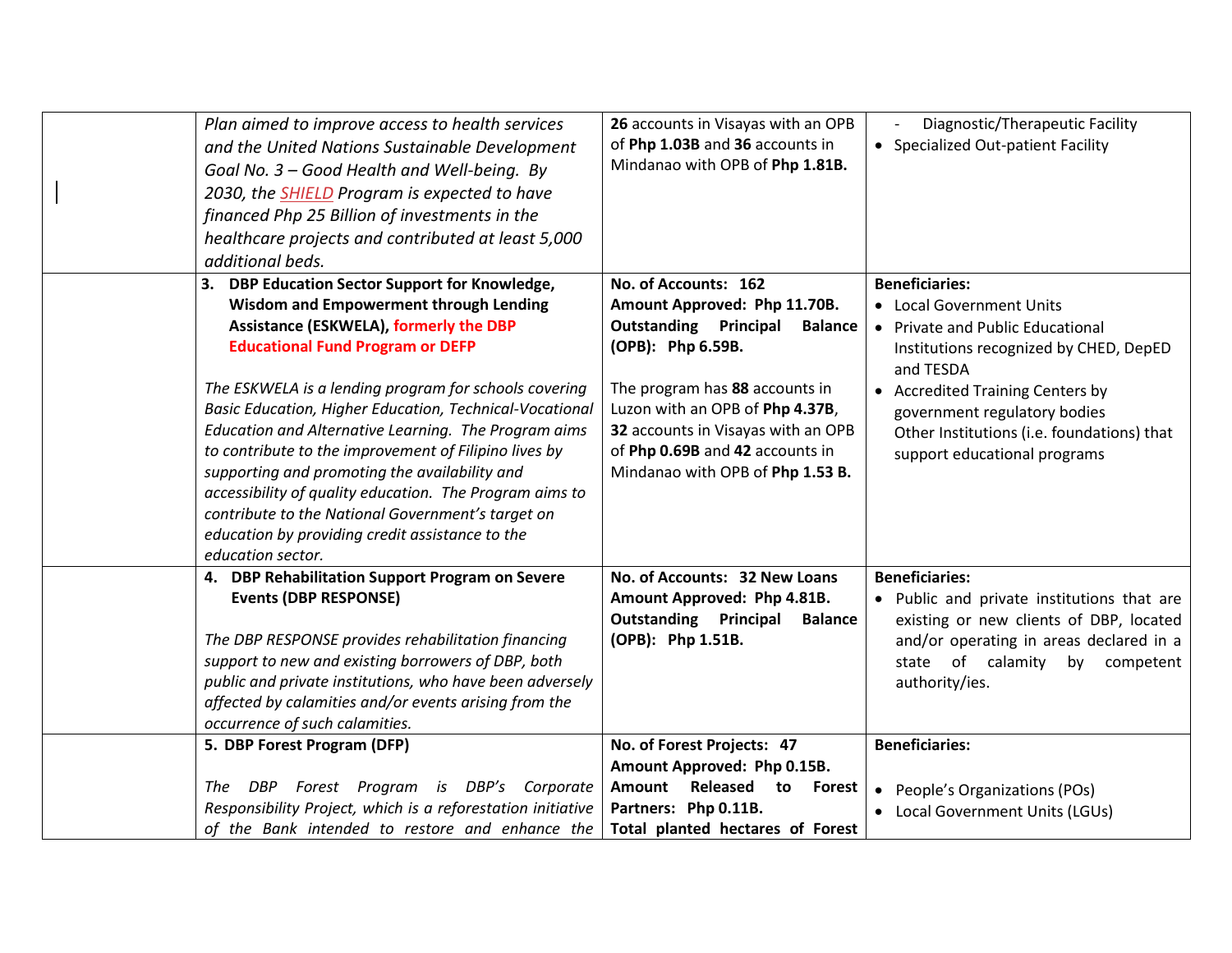| | | | |
|---|---|---|---|
| | *Plan aimed to improve access to health services and the United Nations Sustainable Development Goal No. 3 – Good Health and Well-being. By 2030, the SHIELD Program is expected to have financed Php 25 Billion of investments in the healthcare projects and contributed at least 5,000 additional beds.* | **26** accounts in Visayas with an OPB of **Php 1.03B** and **36** accounts in Mindanao with OPB of **Php 1.81B.** | - Diagnostic/Therapeutic Facility<br>• Specialized Out-patient Facility |
| | **3. DBP Education Sector Support for Knowledge, Wisdom and Empowerment through Lending Assistance (ESKWELA), formerly the DBP Educational Fund Program or DEFP**<br><br>*The ESKWELA is a lending program for schools covering Basic Education, Higher Education, Technical-Vocational Education and Alternative Learning. The Program aims to contribute to the improvement of Filipino lives by supporting and promoting the availability and accessibility of quality education. The Program aims to contribute to the National Government's target on education by providing credit assistance to the education sector.* | **No. of Accounts: 162**<br>**Amount Approved: Php 11.70B.**<br>**Outstanding Principal Balance (OPB): Php 6.59B.**<br><br>The program has **88** accounts in Luzon with an OPB of **Php 4.37B**, **32** accounts in Visayas with an OPB of **Php 0.69B** and **42** accounts in Mindanao with OPB of **Php 1.53 B.** | **Beneficiaries:**<br>• Local Government Units<br>• Private and Public Educational Institutions recognized by CHED, DepED and TESDA<br>• Accredited Training Centers by government regulatory bodies<br>Other Institutions (i.e. foundations) that support educational programs |
| | **4. DBP Rehabilitation Support Program on Severe Events (DBP RESPONSE)**<br><br>*The DBP RESPONSE provides rehabilitation financing support to new and existing borrowers of DBP, both public and private institutions, who have been adversely affected by calamities and/or events arising from the occurrence of such calamities.* | **No. of Accounts: 32 New Loans**<br>**Amount Approved: Php 4.81B.**<br>**Outstanding Principal Balance (OPB): Php 1.51B.** | **Beneficiaries:**<br>• Public and private institutions that are existing or new clients of DBP, located and/or operating in areas declared in a state of calamity by competent authority/ies. |
| | **5. DBP Forest Program (DFP)**<br><br>*The DBP Forest Program is DBP's Corporate Responsibility Project, which is a reforestation initiative of the Bank intended to restore and enhance the* | **No. of Forest Projects: 47**<br>**Amount Approved: Php 0.15B.**<br>**Amount Released to Forest Partners: Php 0.11B.**<br>**Total planted hectares of Forest** | **Beneficiaries:**<br><br>• People's Organizations (POs)<br>• Local Government Units (LGUs) |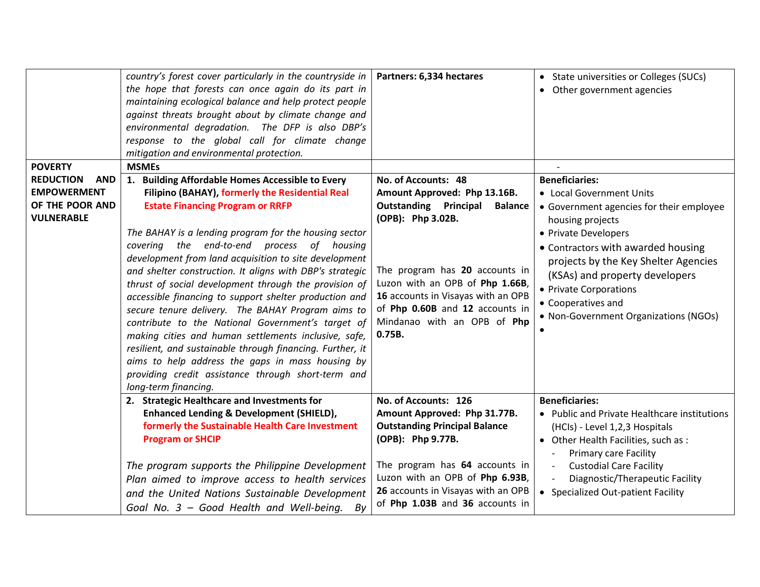| | | | |
|---|---|---|---|
| | *country's forest cover particularly in the countryside in the hope that forests can once again do its part in maintaining ecological balance and help protect people against threats brought about by climate change and environmental degradation. The DFP is also DBP's response to the global call for climate change mitigation and environmental protection.* | **Partners: 6,334 hectares** | • State universities or Colleges (SUCs)<br>• Other government agencies |
| **POVERTY REDUCTION AND EMPOWERMENT OF THE POOR AND VULNERABLE** | **MSMEs** | | - |
| | **1. Building Affordable Homes Accessible to Every Filipino (BAHAY), formerly the Residential Real Estate Financing Program or RRFP**<br><br>*The BAHAY is a lending program for the housing sector covering the end-to-end process of housing development from land acquisition to site development and shelter construction. It aligns with DBP's strategic thrust of social development through the provision of accessible financing to support shelter production and secure tenure delivery. The BAHAY Program aims to contribute to the National Government's target of making cities and human settlements inclusive, safe, resilient, and sustainable through financing. Further, it aims to help address the gaps in mass housing by providing credit assistance through short-term and long-term financing.* | **No. of Accounts: 48**<br>**Amount Approved: Php 13.16B.**<br>**Outstanding Principal Balance (OPB): Php 3.02B.**<br><br>The program has **20** accounts in Luzon with an OPB of **Php 1.66B**, **16** accounts in Visayas with an OPB of **Php 0.60B** and **12** accounts in Mindanao with an OPB of **Php 0.75B.** | **Beneficiaries:**<br>• Local Government Units<br>• Government agencies for their employee housing projects<br>• Private Developers<br>• Contractors with awarded housing projects by the Key Shelter Agencies (KSAs) and property developers<br>• Private Corporations<br>• Cooperatives and<br>• Non-Government Organizations (NGOs)<br>• |
| | **2. Strategic Healthcare and Investments for Enhanced Lending & Development (SHIELD), formerly the Sustainable Health Care Investment Program or SHCIP**<br><br>*The program supports the Philippine Development Plan aimed to improve access to health services and the United Nations Sustainable Development Goal No. 3 – Good Health and Well-being. By* | **No. of Accounts: 126**<br>**Amount Approved: Php 31.77B.**<br>**Outstanding Principal Balance (OPB): Php 9.77B.**<br><br>The program has **64** accounts in Luzon with an OPB of **Php 6.93B**, **26** accounts in Visayas with an OPB of **Php 1.03B** and **36** accounts in | **Beneficiaries:**<br>• Public and Private Healthcare institutions (HCIs) - Level 1,2,3 Hospitals<br>• Other Health Facilities, such as :<br>- Primary care Facility<br>- Custodial Care Facility<br>- Diagnostic/Therapeutic Facility<br>• Specialized Out-patient Facility |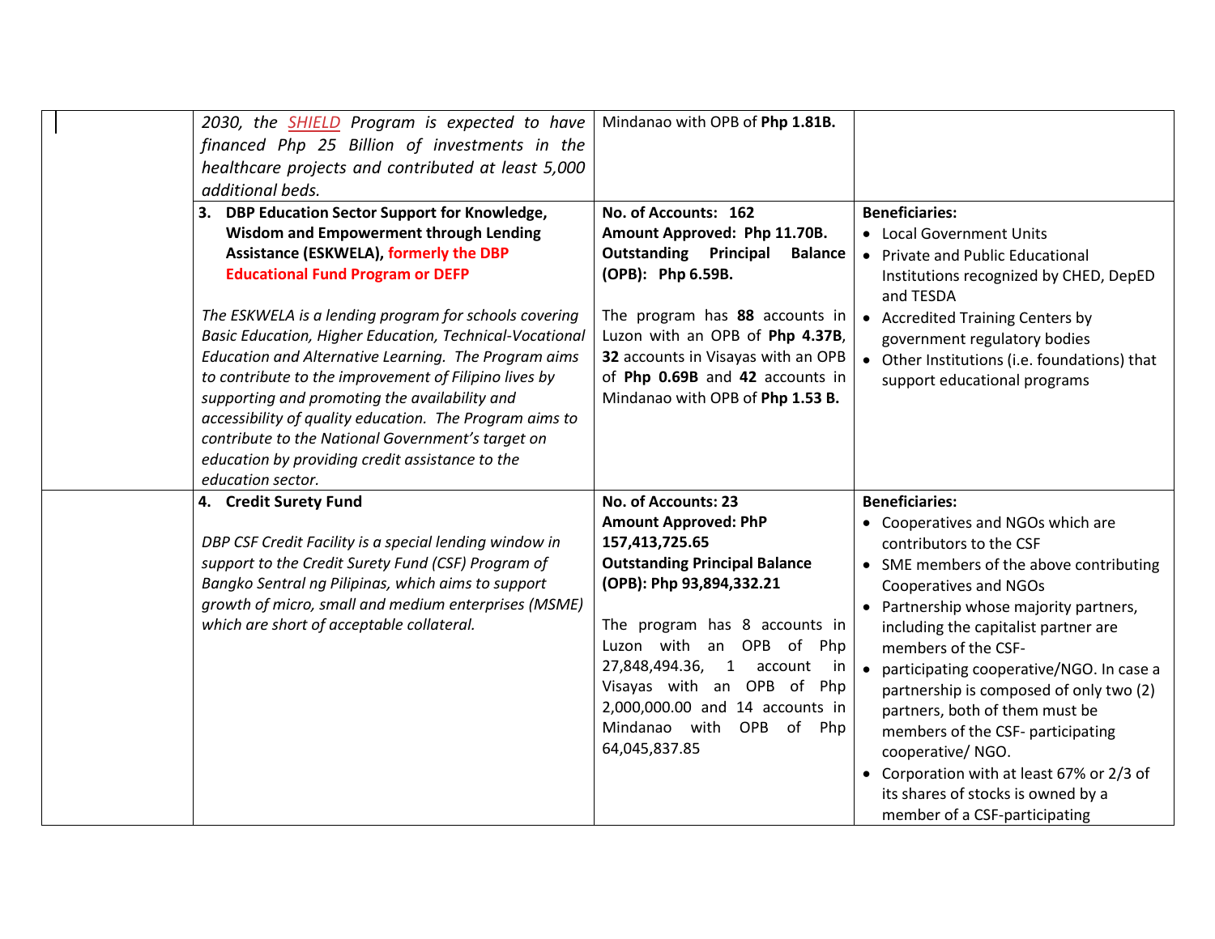| | | | |
|---|---|---|---|
| | *2030, the SHIELD Program is expected to have financed Php 25 Billion of investments in the healthcare projects and contributed at least 5,000 additional beds.* | Mindanao with OPB of **Php 1.81B.** | |
| | **3. DBP Education Sector Support for Knowledge, Wisdom and Empowerment through Lending Assistance (ESKWELA), formerly the DBP Educational Fund Program or DEFP**<br><br>*The ESKWELA is a lending program for schools covering Basic Education, Higher Education, Technical-Vocational Education and Alternative Learning. The Program aims to contribute to the improvement of Filipino lives by supporting and promoting the availability and accessibility of quality education. The Program aims to contribute to the National Government's target on education by providing credit assistance to the education sector.* | **No. of Accounts: 162**<br>**Amount Approved: Php 11.70B.**<br>**Outstanding Principal Balance (OPB): Php 6.59B.**<br><br>The program has **88** accounts in Luzon with an OPB of **Php 4.37B**, **32** accounts in Visayas with an OPB of **Php 0.69B** and **42** accounts in Mindanao with OPB of **Php 1.53 B.** | **Beneficiaries:**<br>• Local Government Units<br>• Private and Public Educational Institutions recognized by CHED, DepED and TESDA<br>• Accredited Training Centers by government regulatory bodies<br>• Other Institutions (i.e. foundations) that support educational programs |
| | **4. Credit Surety Fund**<br><br>*DBP CSF Credit Facility is a special lending window in support to the Credit Surety Fund (CSF) Program of Bangko Sentral ng Pilipinas, which aims to support growth of micro, small and medium enterprises (MSME) which are short of acceptable collateral.* | **No. of Accounts: 23**<br>**Amount Approved: PhP 157,413,725.65**<br>**Outstanding Principal Balance (OPB): Php 93,894,332.21**<br><br>The program has 8 accounts in Luzon with an OPB of Php 27,848,494.36, 1 account in Visayas with an OPB of Php 2,000,000.00 and 14 accounts in Mindanao with OPB of Php 64,045,837.85 | **Beneficiaries:**<br>• Cooperatives and NGOs which are contributors to the CSF<br>• SME members of the above contributing Cooperatives and NGOs<br>• Partnership whose majority partners, including the capitalist partner are members of the CSF-<br>• participating cooperative/NGO. In case a partnership is composed of only two (2) partners, both of them must be members of the CSF- participating cooperative/ NGO.<br>• Corporation with at least 67% or 2/3 of its shares of stocks is owned by a member of a CSF-participating |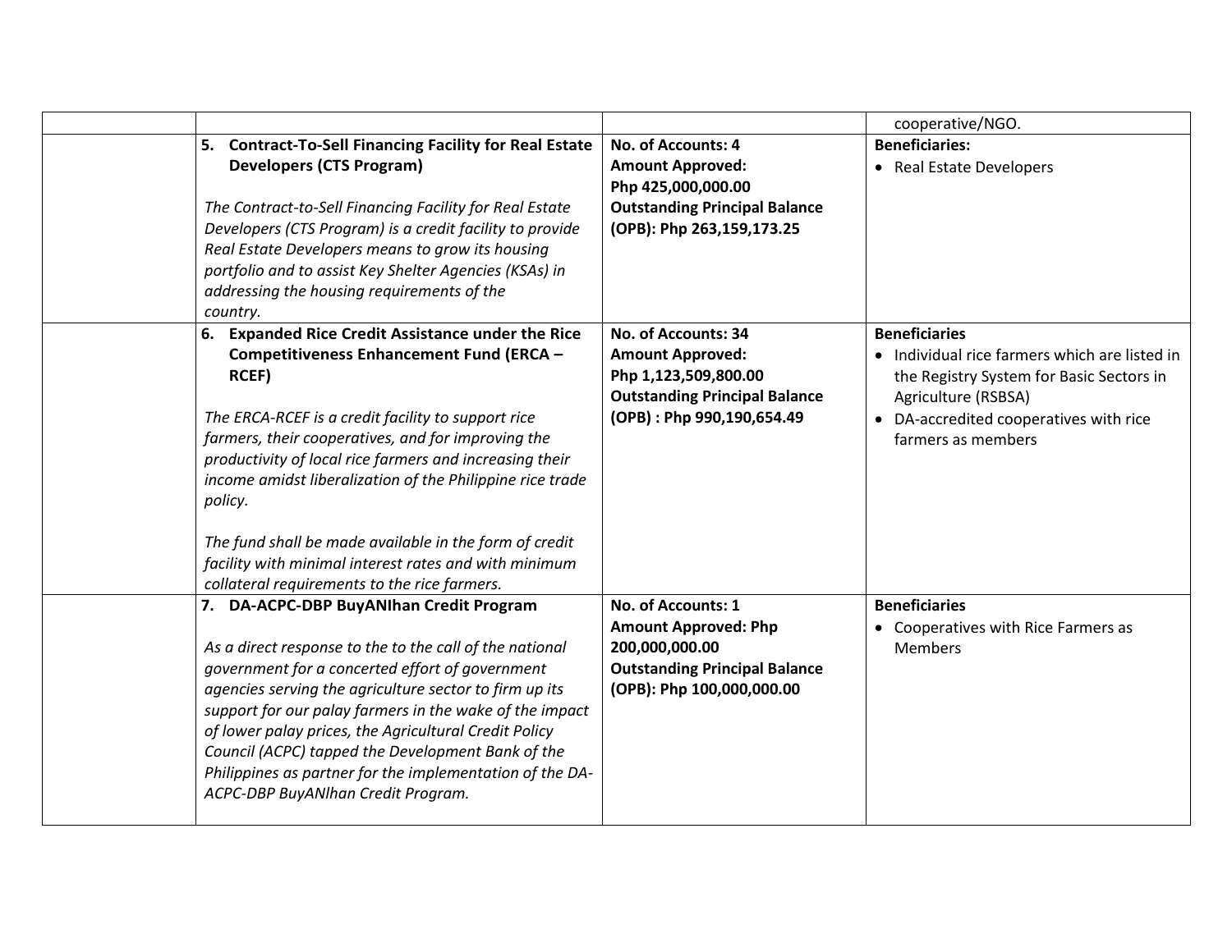| | | | |
|---|---|---|---|
| | | | cooperative/NGO. |
| | **5. Contract-To-Sell Financing Facility for Real Estate Developers (CTS Program)**<br><br>*The Contract-to-Sell Financing Facility for Real Estate Developers (CTS Program) is a credit facility to provide Real Estate Developers means to grow its housing portfolio and to assist Key Shelter Agencies (KSAs) in addressing the housing requirements of the country.* | **No. of Accounts: 4**<br>**Amount Approved: Php 425,000,000.00**<br>**Outstanding Principal Balance (OPB): Php 263,159,173.25** | **Beneficiaries:**<br>• Real Estate Developers |
| | **6. Expanded Rice Credit Assistance under the Rice Competitiveness Enhancement Fund (ERCA – RCEF)**<br><br>*The ERCA-RCEF is a credit facility to support rice farmers, their cooperatives, and for improving the productivity of local rice farmers and increasing their income amidst liberalization of the Philippine rice trade policy.*<br><br>*The fund shall be made available in the form of credit facility with minimal interest rates and with minimum collateral requirements to the rice farmers.* | **No. of Accounts: 34**<br>**Amount Approved: Php 1,123,509,800.00**<br>**Outstanding Principal Balance (OPB) : Php 990,190,654.49** | **Beneficiaries**<br>• Individual rice farmers which are listed in the Registry System for Basic Sectors in Agriculture (RSBSA)<br>• DA-accredited cooperatives with rice farmers as members |
| | **7. DA-ACPC-DBP BuyANIhan Credit Program**<br><br>*As a direct response to the to the call of the national government for a concerted effort of government agencies serving the agriculture sector to firm up its support for our palay farmers in the wake of the impact of lower palay prices, the Agricultural Credit Policy Council (ACPC) tapped the Development Bank of the Philippines as partner for the implementation of the DA-ACPC-DBP BuyANlhan Credit Program.* | **No. of Accounts: 1**<br>**Amount Approved: Php 200,000,000.00**<br>**Outstanding Principal Balance (OPB): Php 100,000,000.00** | **Beneficiaries**<br>• Cooperatives with Rice Farmers as Members |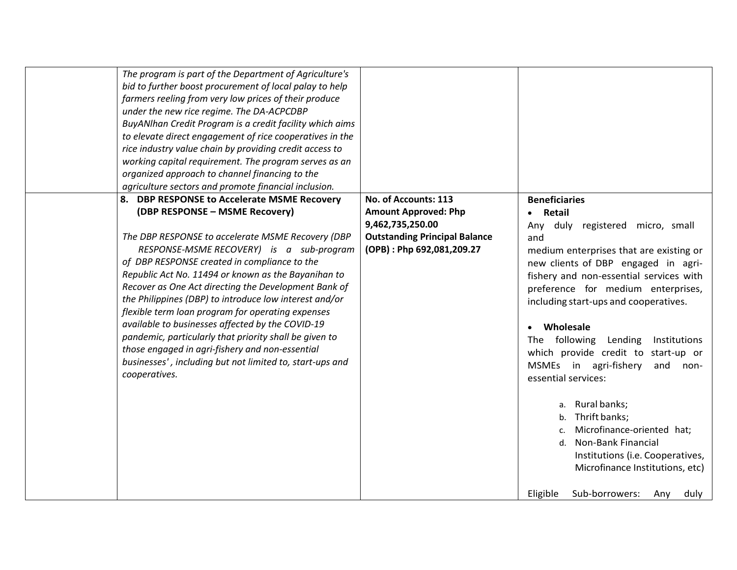| | | | |
|---|---|---|---|
| | *The program is part of the Department of Agriculture's bid to further boost procurement of local palay to help farmers reeling from very low prices of their produce under the new rice regime. The DA-ACPCDBP BuyANIhan Credit Program is a credit facility which aims to elevate direct engagement of rice cooperatives in the rice industry value chain by providing credit access to working capital requirement. The program serves as an organized approach to channel financing to the agriculture sectors and promote financial inclusion.* | | |
| | **8. DBP RESPONSE to Accelerate MSME Recovery (DBP RESPONSE – MSME Recovery)**<br><br>*The DBP RESPONSE to accelerate MSME Recovery (DBP RESPONSE-MSME RECOVERY) is a sub-program of DBP RESPONSE created in compliance to the Republic Act No. 11494 or known as the Bayanihan to Recover as One Act directing the Development Bank of the Philippines (DBP) to introduce low interest and/or flexible term loan program for operating expenses available to businesses affected by the COVID-19 pandemic, particularly that priority shall be given to those engaged in agri-fishery and non-essential businesses' , including but not limited to, start-ups and cooperatives.* | **No. of Accounts: 113**<br>**Amount Approved: Php 9,462,735,250.00**<br>**Outstanding Principal Balance (OPB) : Php 692,081,209.27** | **Beneficiaries**<br>• **Retail**<br>Any duly registered micro, small and medium enterprises that are existing or new clients of DBP engaged in agri-fishery and non-essential services with preference for medium enterprises, including start-ups and cooperatives.<br><br>• **Wholesale**<br>The following Lending Institutions which provide credit to start-up or MSMEs in agri-fishery and non-essential services:<br><br>a. Rural banks;<br>b. Thrift banks;<br>c. Microfinance-oriented hat;<br>d. Non-Bank Financial Institutions (i.e. Cooperatives, Microfinance Institutions, etc)<br><br>Eligible Sub-borrowers: Any duly |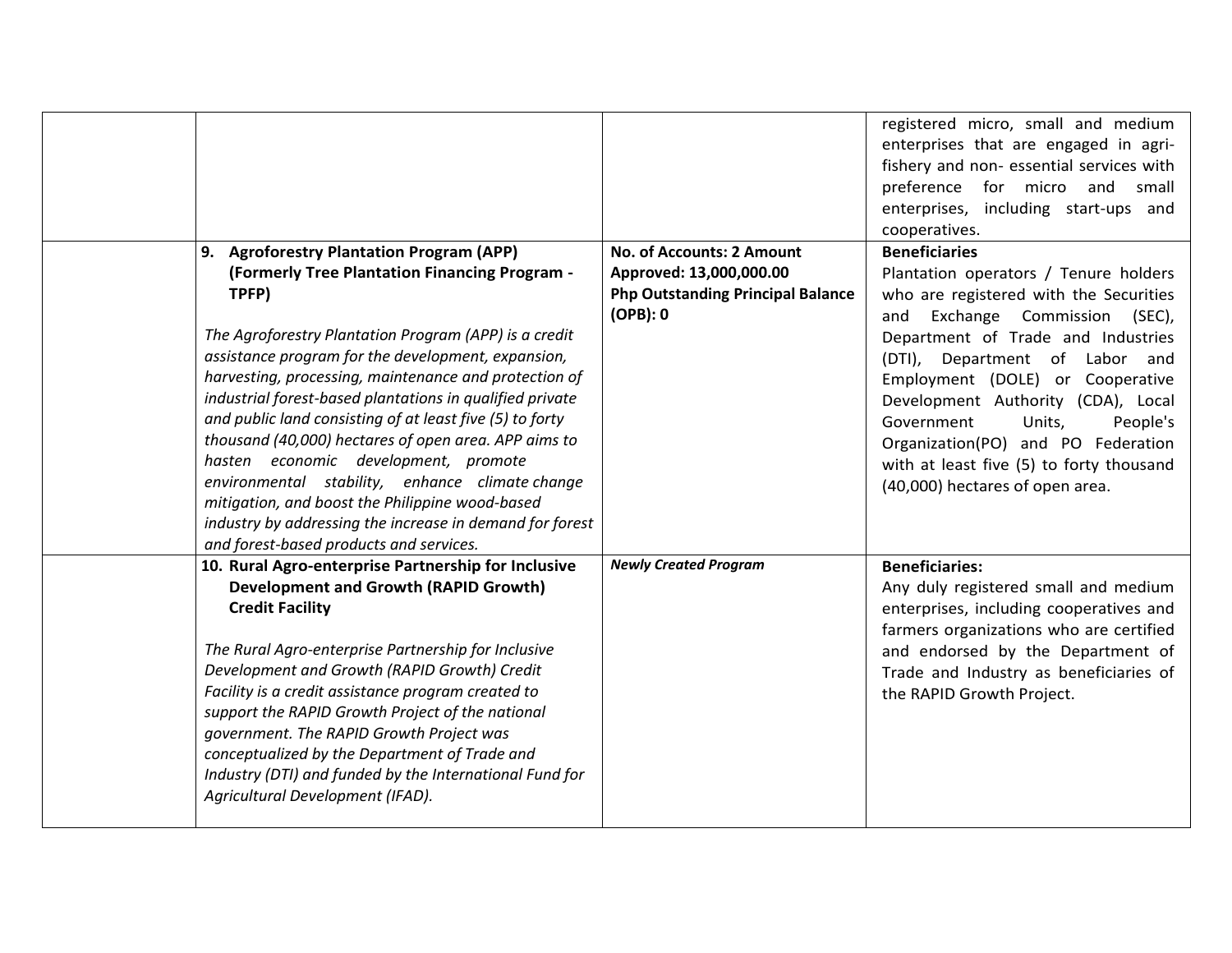| | | | |
|---|---|---|---|
| | | | registered micro, small and medium enterprises that are engaged in agri-fishery and non- essential services with preference for micro and small enterprises, including start-ups and cooperatives. |
| | **9. Agroforestry Plantation Program (APP) (Formerly Tree Plantation Financing Program - TPFP)**<br><br>*The Agroforestry Plantation Program (APP) is a credit assistance program for the development, expansion, harvesting, processing, maintenance and protection of industrial forest-based plantations in qualified private and public land consisting of at least five (5) to forty thousand (40,000) hectares of open area. APP aims to hasten economic development, promote environmental stability, enhance climate change mitigation, and boost the Philippine wood-based industry by addressing the increase in demand for forest and forest-based products and services.* | **No. of Accounts: 2 Amount Approved: 13,000,000.00 Php Outstanding Principal Balance (OPB): 0** | **Beneficiaries**<br>Plantation operators / Tenure holders who are registered with the Securities and Exchange Commission (SEC), Department of Trade and Industries (DTI), Department of Labor and Employment (DOLE) or Cooperative Development Authority (CDA), Local Government Units, People's Organization(PO) and PO Federation with at least five (5) to forty thousand (40,000) hectares of open area. |
| | **10. Rural Agro-enterprise Partnership for Inclusive Development and Growth (RAPID Growth) Credit Facility**<br><br>*The Rural Agro-enterprise Partnership for Inclusive Development and Growth (RAPID Growth) Credit Facility is a credit assistance program created to support the RAPID Growth Project of the national government. The RAPID Growth Project was conceptualized by the Department of Trade and Industry (DTI) and funded by the International Fund for Agricultural Development (IFAD).* | ***Newly Created Program*** | **Beneficiaries:**<br>Any duly registered small and medium enterprises, including cooperatives and farmers organizations who are certified and endorsed by the Department of Trade and Industry as beneficiaries of the RAPID Growth Project. |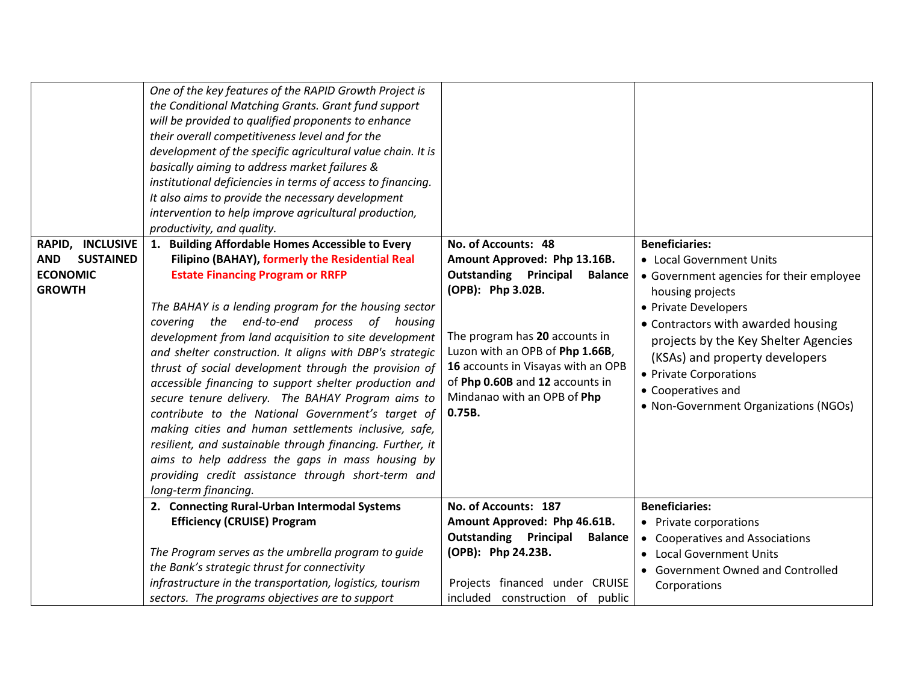| | | | |
|---|---|---|---|
| | *One of the key features of the RAPID Growth Project is the Conditional Matching Grants. Grant fund support will be provided to qualified proponents to enhance their overall competitiveness level and for the development of the specific agricultural value chain. It is basically aiming to address market failures & institutional deficiencies in terms of access to financing. It also aims to provide the necessary development intervention to help improve agricultural production, productivity, and quality.* | | |
| **RAPID, INCLUSIVE AND SUSTAINED ECONOMIC GROWTH** | **1. Building Affordable Homes Accessible to Every Filipino (BAHAY), formerly the Residential Real Estate Financing Program or RRFP**<br><br>*The BAHAY is a lending program for the housing sector covering the end-to-end process of housing development from land acquisition to site development and shelter construction. It aligns with DBP's strategic thrust of social development through the provision of accessible financing to support shelter production and secure tenure delivery. The BAHAY Program aims to contribute to the National Government's target of making cities and human settlements inclusive, safe, resilient, and sustainable through financing. Further, it aims to help address the gaps in mass housing by providing credit assistance through short-term and long-term financing.* | **No. of Accounts: 48**<br>**Amount Approved: Php 13.16B.**<br>**Outstanding Principal Balance (OPB): Php 3.02B.**<br><br>The program has **20** accounts in Luzon with an OPB of **Php 1.66B**, **16** accounts in Visayas with an OPB of **Php 0.60B** and **12** accounts in Mindanao with an OPB of **Php 0.75B.** | **Beneficiaries:**<br>• Local Government Units<br>• Government agencies for their employee housing projects<br>• Private Developers<br>• Contractors with awarded housing projects by the Key Shelter Agencies (KSAs) and property developers<br>• Private Corporations<br>• Cooperatives and<br>• Non-Government Organizations (NGOs) |
| | **2. Connecting Rural-Urban Intermodal Systems Efficiency (CRUISE) Program**<br><br>*The Program serves as the umbrella program to guide the Bank's strategic thrust for connectivity infrastructure in the transportation, logistics, tourism sectors. The programs objectives are to support* | **No. of Accounts: 187**<br>**Amount Approved: Php 46.61B.**<br>**Outstanding Principal Balance (OPB): Php 24.23B.**<br><br>Projects financed under CRUISE included construction of public | **Beneficiaries:**<br>• Private corporations<br>• Cooperatives and Associations<br>• Local Government Units<br>• Government Owned and Controlled Corporations |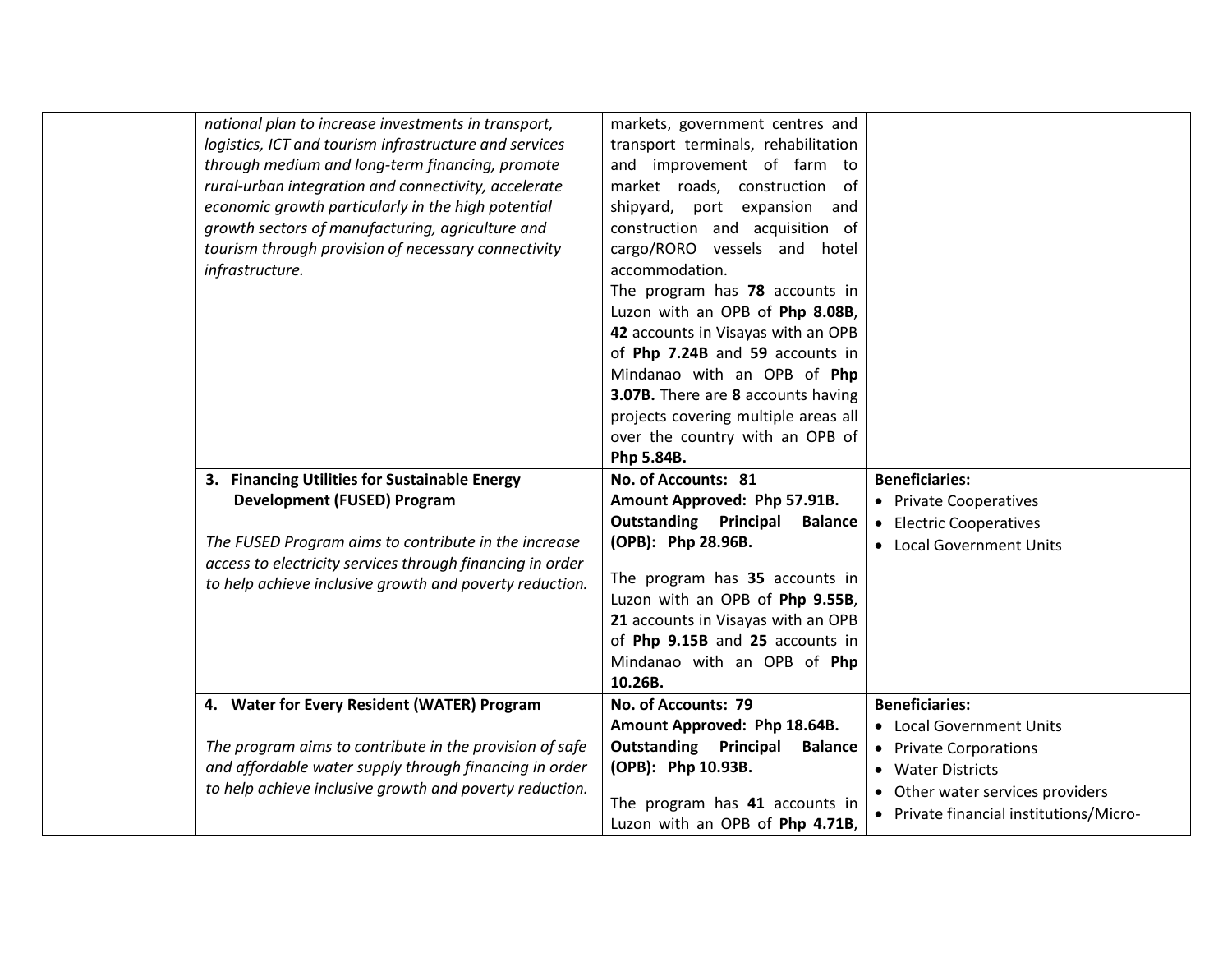| | | | |
|---|---|---|---|
| | *national plan to increase investments in transport, logistics, ICT and tourism infrastructure and services through medium and long-term financing, promote rural-urban integration and connectivity, accelerate economic growth particularly in the high potential growth sectors of manufacturing, agriculture and tourism through provision of necessary connectivity infrastructure.* | markets, government centres and transport terminals, rehabilitation and improvement of farm to market roads, construction of shipyard, port expansion and construction and acquisition of cargo/RORO vessels and hotel accommodation.<br>The program has **78** accounts in Luzon with an OPB of **Php 8.08B**, **42** accounts in Visayas with an OPB of **Php 7.24B** and **59** accounts in Mindanao with an OPB of **Php 3.07B.** There are **8** accounts having projects covering multiple areas all over the country with an OPB of **Php 5.84B.** | |
| | **3. Financing Utilities for Sustainable Energy Development (FUSED) Program**<br><br>*The FUSED Program aims to contribute in the increase access to electricity services through financing in order to help achieve inclusive growth and poverty reduction.* | **No. of Accounts: 81**<br>**Amount Approved: Php 57.91B.**<br>**Outstanding Principal Balance (OPB): Php 28.96B.**<br><br>The program has **35** accounts in Luzon with an OPB of **Php 9.55B**, **21** accounts in Visayas with an OPB of **Php 9.15B** and **25** accounts in Mindanao with an OPB of **Php 10.26B.** | **Beneficiaries:**<br>• Private Cooperatives<br>• Electric Cooperatives<br>• Local Government Units |
| | **4. Water for Every Resident (WATER) Program**<br><br>*The program aims to contribute in the provision of safe and affordable water supply through financing in order to help achieve inclusive growth and poverty reduction.* | **No. of Accounts: 79**<br>**Amount Approved: Php 18.64B.**<br>**Outstanding Principal Balance (OPB): Php 10.93B.**<br><br>The program has **41** accounts in Luzon with an OPB of **Php 4.71B**, | **Beneficiaries:**<br>• Local Government Units<br>• Private Corporations<br>• Water Districts<br>• Other water services providers<br>• Private financial institutions/Micro- |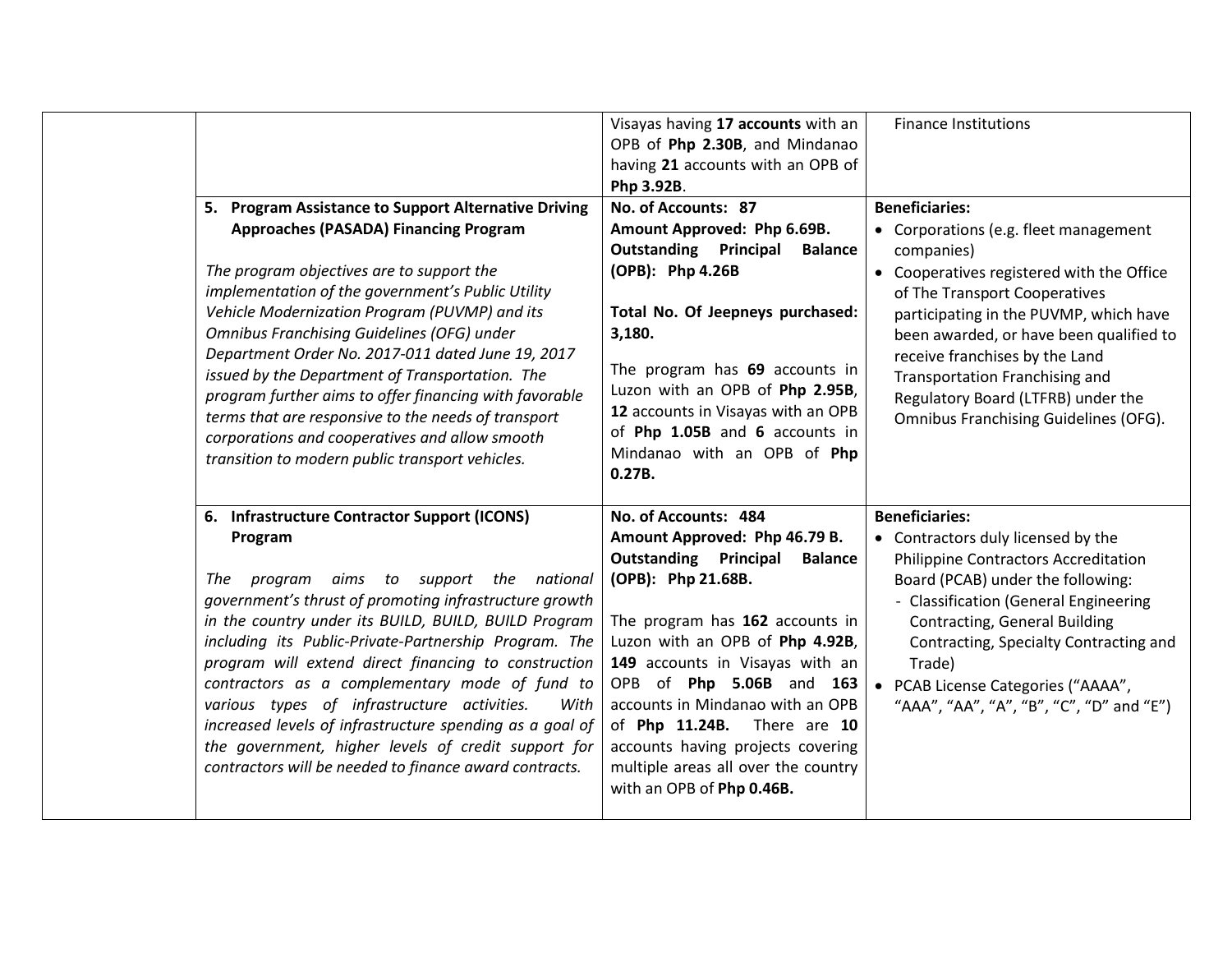| | | | |
|---|---|---|---|
| | | Visayas having **17 accounts** with an OPB of **Php 2.30B**, and Mindanao having **21** accounts with an OPB of **Php 3.92B**. | Finance Institutions |
| | **5. Program Assistance to Support Alternative Driving Approaches (PASADA) Financing Program**<br><br>*The program objectives are to support the implementation of the government's Public Utility Vehicle Modernization Program (PUVMP) and its Omnibus Franchising Guidelines (OFG) under Department Order No. 2017-011 dated June 19, 2017 issued by the Department of Transportation. The program further aims to offer financing with favorable terms that are responsive to the needs of transport corporations and cooperatives and allow smooth transition to modern public transport vehicles.* | **No. of Accounts: 87**<br>**Amount Approved: Php 6.69B.**<br>**Outstanding Principal Balance (OPB): Php 4.26B**<br><br>**Total No. Of Jeepneys purchased: 3,180.**<br><br>The program has **69** accounts in Luzon with an OPB of **Php 2.95B**, **12** accounts in Visayas with an OPB of **Php 1.05B** and **6** accounts in Mindanao with an OPB of **Php 0.27B.** | **Beneficiaries:**<br>• Corporations (e.g. fleet management companies)<br>• Cooperatives registered with the Office of The Transport Cooperatives participating in the PUVMP, which have been awarded, or have been qualified to receive franchises by the Land Transportation Franchising and Regulatory Board (LTFRB) under the Omnibus Franchising Guidelines (OFG). |
| | **6. Infrastructure Contractor Support (ICONS) Program**<br><br>*The program aims to support the national government's thrust of promoting infrastructure growth in the country under its BUILD, BUILD, BUILD Program including its Public-Private-Partnership Program. The program will extend direct financing to construction contractors as a complementary mode of fund to various types of infrastructure activities. With increased levels of infrastructure spending as a goal of the government, higher levels of credit support for contractors will be needed to finance award contracts.* | **No. of Accounts: 484**<br>**Amount Approved: Php 46.79 B.**<br>**Outstanding Principal Balance (OPB): Php 21.68B.**<br><br>The program has **162** accounts in Luzon with an OPB of **Php 4.92B**, **149** accounts in Visayas with an OPB of **Php 5.06B** and **163** accounts in Mindanao with an OPB of **Php 11.24B.** There are **10** accounts having projects covering multiple areas all over the country with an OPB of **Php 0.46B.** | **Beneficiaries:**<br>• Contractors duly licensed by the Philippine Contractors Accreditation Board (PCAB) under the following:<br>- Classification (General Engineering Contracting, General Building Contracting, Specialty Contracting and Trade)<br>• PCAB License Categories ("AAAA", "AAA", "AA", "A", "B", "C", "D" and "E") |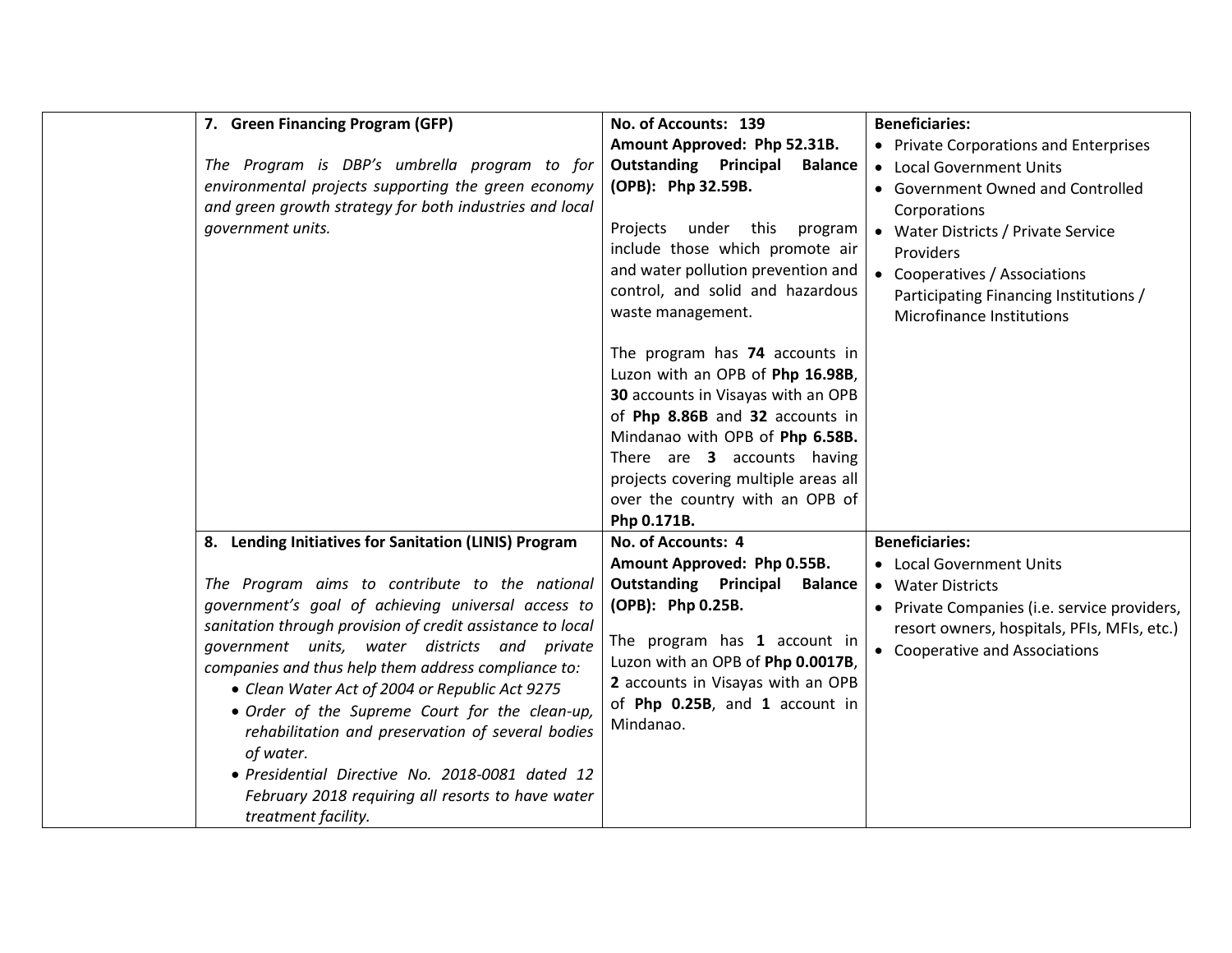| | | | |
|---|---|---|---|
| | **7. Green Financing Program (GFP)**<br><br>*The Program is DBP's umbrella program to for environmental projects supporting the green economy and green growth strategy for both industries and local government units.* | **No. of Accounts: 139**<br>**Amount Approved: Php 52.31B.**<br>**Outstanding Principal Balance (OPB): Php 32.59B.**<br><br>Projects under this program include those which promote air and water pollution prevention and control, and solid and hazardous waste management.<br><br>The program has **74** accounts in Luzon with an OPB of **Php 16.98B**, **30** accounts in Visayas with an OPB of **Php 8.86B** and **32** accounts in Mindanao with OPB of **Php 6.58B.** There are **3** accounts having projects covering multiple areas all over the country with an OPB of **Php 0.171B.** | **Beneficiaries:**<br>• Private Corporations and Enterprises<br>• Local Government Units<br>• Government Owned and Controlled Corporations<br>• Water Districts / Private Service Providers<br>• Cooperatives / Associations Participating Financing Institutions / Microfinance Institutions |
| | **8. Lending Initiatives for Sanitation (LINIS) Program**<br><br>*The Program aims to contribute to the national government's goal of achieving universal access to sanitation through provision of credit assistance to local government units, water districts and private companies and thus help them address compliance to:*<br>• *Clean Water Act of 2004 or Republic Act 9275*<br>• *Order of the Supreme Court for the clean-up, rehabilitation and preservation of several bodies of water.*<br>• *Presidential Directive No. 2018-0081 dated 12 February 2018 requiring all resorts to have water treatment facility.* | **No. of Accounts: 4**<br>**Amount Approved: Php 0.55B.**<br>**Outstanding Principal Balance (OPB): Php 0.25B.**<br><br>The program has **1** account in Luzon with an OPB of **Php 0.0017B**, **2** accounts in Visayas with an OPB of **Php 0.25B**, and **1** account in Mindanao. | **Beneficiaries:**<br>• Local Government Units<br>• Water Districts<br>• Private Companies (i.e. service providers, resort owners, hospitals, PFIs, MFIs, etc.)<br>• Cooperative and Associations |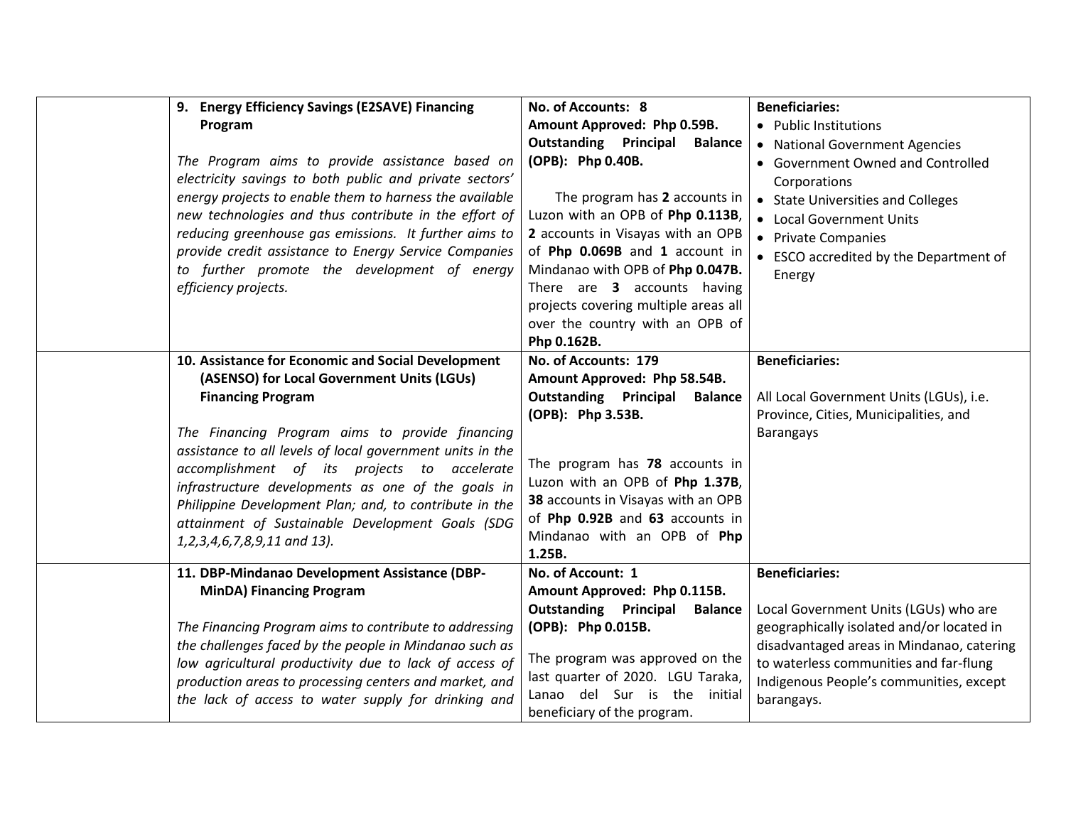| | | | |
|---|---|---|---|
| | **9. Energy Efficiency Savings (E2SAVE) Financing Program**<br><br>*The Program aims to provide assistance based on electricity savings to both public and private sectors' energy projects to enable them to harness the available new technologies and thus contribute in the effort of reducing greenhouse gas emissions. It further aims to provide credit assistance to Energy Service Companies to further promote the development of energy efficiency projects.* | **No. of Accounts: 8**<br>**Amount Approved: Php 0.59B.**<br>**Outstanding Principal Balance (OPB): Php 0.40B.**<br><br>The program has **2** accounts in Luzon with an OPB of **Php 0.113B**, **2** accounts in Visayas with an OPB of **Php 0.069B** and **1** account in Mindanao with OPB of **Php 0.047B.** There are **3** accounts having projects covering multiple areas all over the country with an OPB of **Php 0.162B.** | **Beneficiaries:**<br>• Public Institutions<br>• National Government Agencies<br>• Government Owned and Controlled Corporations<br>• State Universities and Colleges<br>• Local Government Units<br>• Private Companies<br>• ESCO accredited by the Department of Energy |
| | **10. Assistance for Economic and Social Development (ASENSO) for Local Government Units (LGUs) Financing Program**<br><br>*The Financing Program aims to provide financing assistance to all levels of local government units in the accomplishment of its projects to accelerate infrastructure developments as one of the goals in Philippine Development Plan; and, to contribute in the attainment of Sustainable Development Goals (SDG 1,2,3,4,6,7,8,9,11 and 13).* | **No. of Accounts: 179**<br>**Amount Approved: Php 58.54B.**<br>**Outstanding Principal Balance (OPB): Php 3.53B.**<br><br>The program has **78** accounts in Luzon with an OPB of **Php 1.37B**, **38** accounts in Visayas with an OPB of **Php 0.92B** and **63** accounts in Mindanao with an OPB of **Php 1.25B.** | **Beneficiaries:**<br><br>All Local Government Units (LGUs), i.e. Province, Cities, Municipalities, and Barangays |
| | **11. DBP-Mindanao Development Assistance (DBP-MinDA) Financing Program**<br><br>*The Financing Program aims to contribute to addressing the challenges faced by the people in Mindanao such as low agricultural productivity due to lack of access of production areas to processing centers and market, and the lack of access to water supply for drinking and* | **No. of Account: 1**<br>**Amount Approved: Php 0.115B.**<br>**Outstanding Principal Balance (OPB): Php 0.015B.**<br><br>The program was approved on the last quarter of 2020. LGU Taraka, Lanao del Sur is the initial beneficiary of the program. | **Beneficiaries:**<br><br>Local Government Units (LGUs) who are geographically isolated and/or located in disadvantaged areas in Mindanao, catering to waterless communities and far-flung Indigenous People's communities, except barangays. |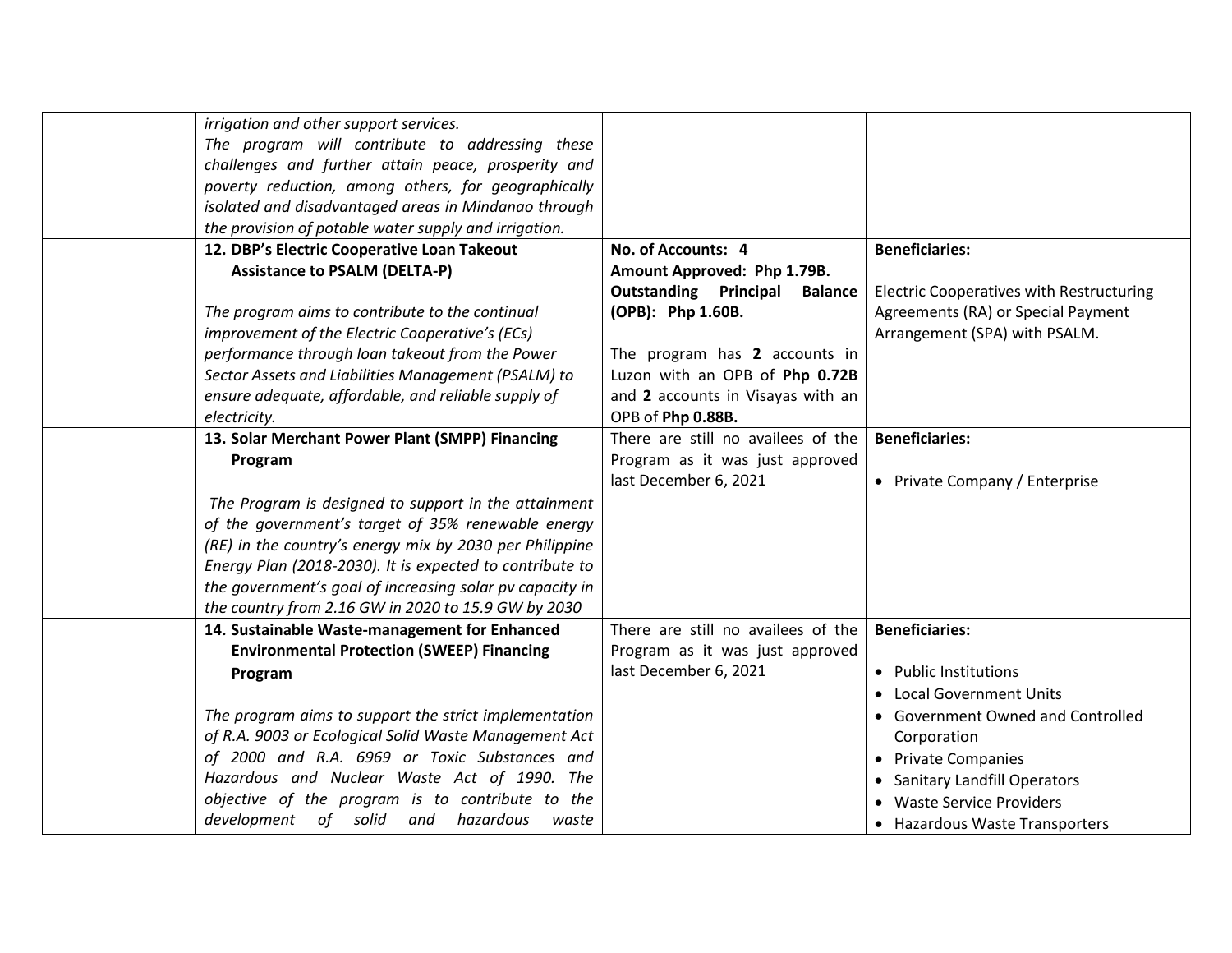| | | | |
|---|---|---|---|
| | *irrigation and other support services.* *The program will contribute to addressing these challenges and further attain peace, prosperity and poverty reduction, among others, for geographically isolated and disadvantaged areas in Mindanao through the provision of potable water supply and irrigation.* | | |
| | **12. DBP's Electric Cooperative Loan Takeout Assistance to PSALM (DELTA-P)**<br><br>*The program aims to contribute to the continual improvement of the Electric Cooperative's (ECs) performance through loan takeout from the Power Sector Assets and Liabilities Management (PSALM) to ensure adequate, affordable, and reliable supply of electricity.* | **No. of Accounts: 4**<br>**Amount Approved: Php 1.79B.**<br>**Outstanding Principal Balance (OPB): Php 1.60B.**<br><br>The program has **2** accounts in Luzon with an OPB of **Php 0.72B** and **2** accounts in Visayas with an OPB of **Php 0.88B.** | **Beneficiaries:**<br><br>Electric Cooperatives with Restructuring Agreements (RA) or Special Payment Arrangement (SPA) with PSALM. |
| | **13. Solar Merchant Power Plant (SMPP) Financing Program**<br><br>*The Program is designed to support in the attainment of the government's target of 35% renewable energy (RE) in the country's energy mix by 2030 per Philippine Energy Plan (2018-2030). It is expected to contribute to the government's goal of increasing solar pv capacity in the country from 2.16 GW in 2020 to 15.9 GW by 2030* | There are still no availees of the Program as it was just approved last December 6, 2021 | **Beneficiaries:**<br><br>• Private Company / Enterprise |
| | **14. Sustainable Waste-management for Enhanced Environmental Protection (SWEEP) Financing Program**<br><br>*The program aims to support the strict implementation of R.A. 9003 or Ecological Solid Waste Management Act of 2000 and R.A. 6969 or Toxic Substances and Hazardous and Nuclear Waste Act of 1990. The objective of the program is to contribute to the development of solid and hazardous waste* | There are still no availees of the Program as it was just approved last December 6, 2021 | **Beneficiaries:**<br><br>• Public Institutions<br>• Local Government Units<br>• Government Owned and Controlled Corporation<br>• Private Companies<br>• Sanitary Landfill Operators<br>• Waste Service Providers<br>• Hazardous Waste Transporters |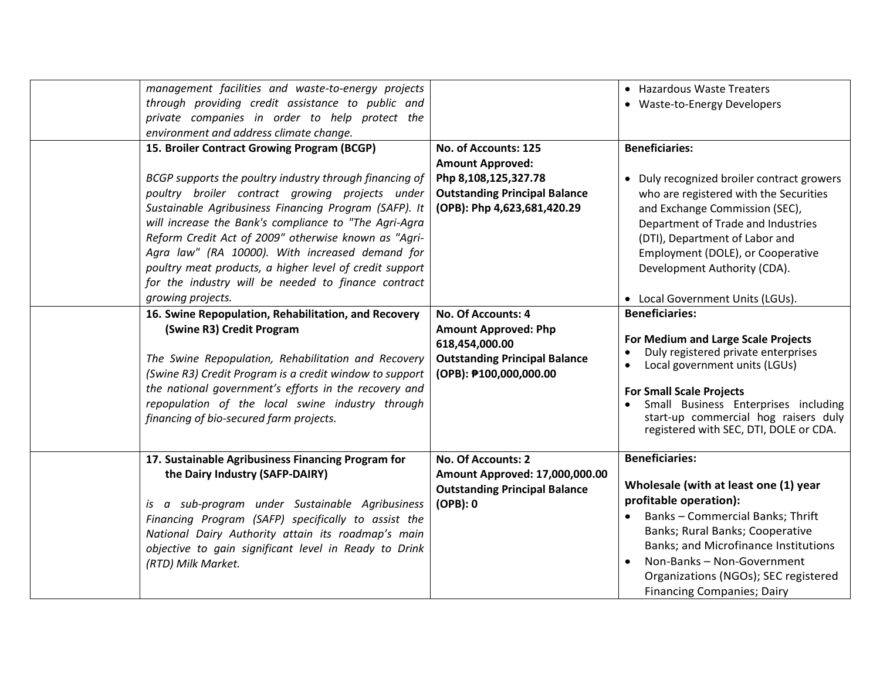| | | | |
|---|---|---|---|
| | *management facilities and waste-to-energy projects through providing credit assistance to public and private companies in order to help protect the environment and address climate change.* | | • Hazardous Waste Treaters<br>• Waste-to-Energy Developers |
| | **15. Broiler Contract Growing Program (BCGP)**<br><br>*BCGP supports the poultry industry through financing of poultry broiler contract growing projects under Sustainable Agribusiness Financing Program (SAFP). It will increase the Bank's compliance to "The Agri-Agra Reform Credit Act of 2009" otherwise known as "Agri-Agra law" (RA 10000). With increased demand for poultry meat products, a higher level of credit support for the industry will be needed to finance contract growing projects.* | **No. of Accounts: 125**<br>**Amount Approved:**<br>**Php 8,108,125,327.78**<br>**Outstanding Principal Balance (OPB): Php 4,623,681,420.29** | **Beneficiaries:**<br><br>• Duly recognized broiler contract growers who are registered with the Securities and Exchange Commission (SEC), Department of Trade and Industries (DTI), Department of Labor and Employment (DOLE), or Cooperative Development Authority (CDA).<br><br>• Local Government Units (LGUs). |
| | **16. Swine Repopulation, Rehabilitation, and Recovery (Swine R3) Credit Program**<br><br>*The Swine Repopulation, Rehabilitation and Recovery (Swine R3) Credit Program is a credit window to support the national government's efforts in the recovery and repopulation of the local swine industry through financing of bio-secured farm projects.* | **No. Of Accounts: 4**<br>**Amount Approved: Php 618,454,000.00**<br>**Outstanding Principal Balance (OPB): ₱100,000,000.00** | **Beneficiaries:**<br><br>**For Medium and Large Scale Projects**<br>• Duly registered private enterprises<br>• Local government units (LGUs)<br><br>**For Small Scale Projects**<br>• Small Business Enterprises including start-up commercial hog raisers duly registered with SEC, DTI, DOLE or CDA. |
| | **17. Sustainable Agribusiness Financing Program for the Dairy Industry (SAFP-DAIRY)**<br><br>*is a sub-program under Sustainable Agribusiness Financing Program (SAFP) specifically to assist the National Dairy Authority attain its roadmap's main objective to gain significant level in Ready to Drink (RTD) Milk Market.* | **No. Of Accounts: 2**<br>**Amount Approved: 17,000,000.00**<br>**Outstanding Principal Balance (OPB): 0** | **Beneficiaries:**<br><br>**Wholesale (with at least one (1) year profitable operation):**<br>• Banks – Commercial Banks; Thrift Banks; Rural Banks; Cooperative Banks; and Microfinance Institutions<br>• Non-Banks – Non-Government Organizations (NGOs); SEC registered Financing Companies; Dairy |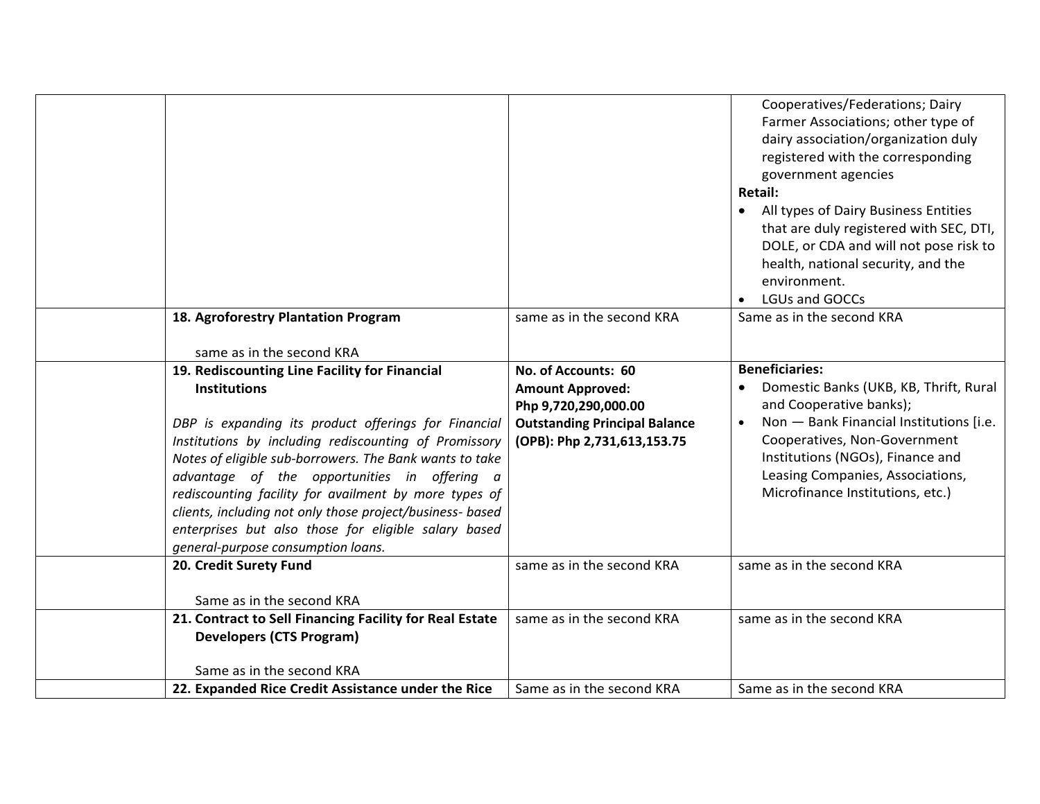| | | | |
|---|---|---|---|
| | | | Cooperatives/Federations; Dairy Farmer Associations; other type of dairy association/organization duly registered with the corresponding government agencies<br>**Retail:**<br>• All types of Dairy Business Entities that are duly registered with SEC, DTI, DOLE, or CDA and will not pose risk to health, national security, and the environment.<br>• LGUs and GOCCs |
| | **18. Agroforestry Plantation Program**<br><br>same as in the second KRA | same as in the second KRA | Same as in the second KRA |
| | **19. Rediscounting Line Facility for Financial Institutions**<br><br>*DBP is expanding its product offerings for Financial Institutions by including rediscounting of Promissory Notes of eligible sub-borrowers. The Bank wants to take advantage of the opportunities in offering a rediscounting facility for availment by more types of clients, including not only those project/business- based enterprises but also those for eligible salary based general-purpose consumption loans.* | **No. of Accounts: 60**<br>**Amount Approved:**<br>**Php 9,720,290,000.00**<br>**Outstanding Principal Balance (OPB): Php 2,731,613,153.75** | **Beneficiaries:**<br>• Domestic Banks (UKB, KB, Thrift, Rural and Cooperative banks);<br>• Non — Bank Financial Institutions [i.e. Cooperatives, Non-Government Institutions (NGOs), Finance and Leasing Companies, Associations, Microfinance Institutions, etc.) |
| | **20. Credit Surety Fund**<br><br>Same as in the second KRA | same as in the second KRA | same as in the second KRA |
| | **21. Contract to Sell Financing Facility for Real Estate Developers (CTS Program)**<br><br>Same as in the second KRA | same as in the second KRA | same as in the second KRA |
| | **22. Expanded Rice Credit Assistance under the Rice** | Same as in the second KRA | Same as in the second KRA |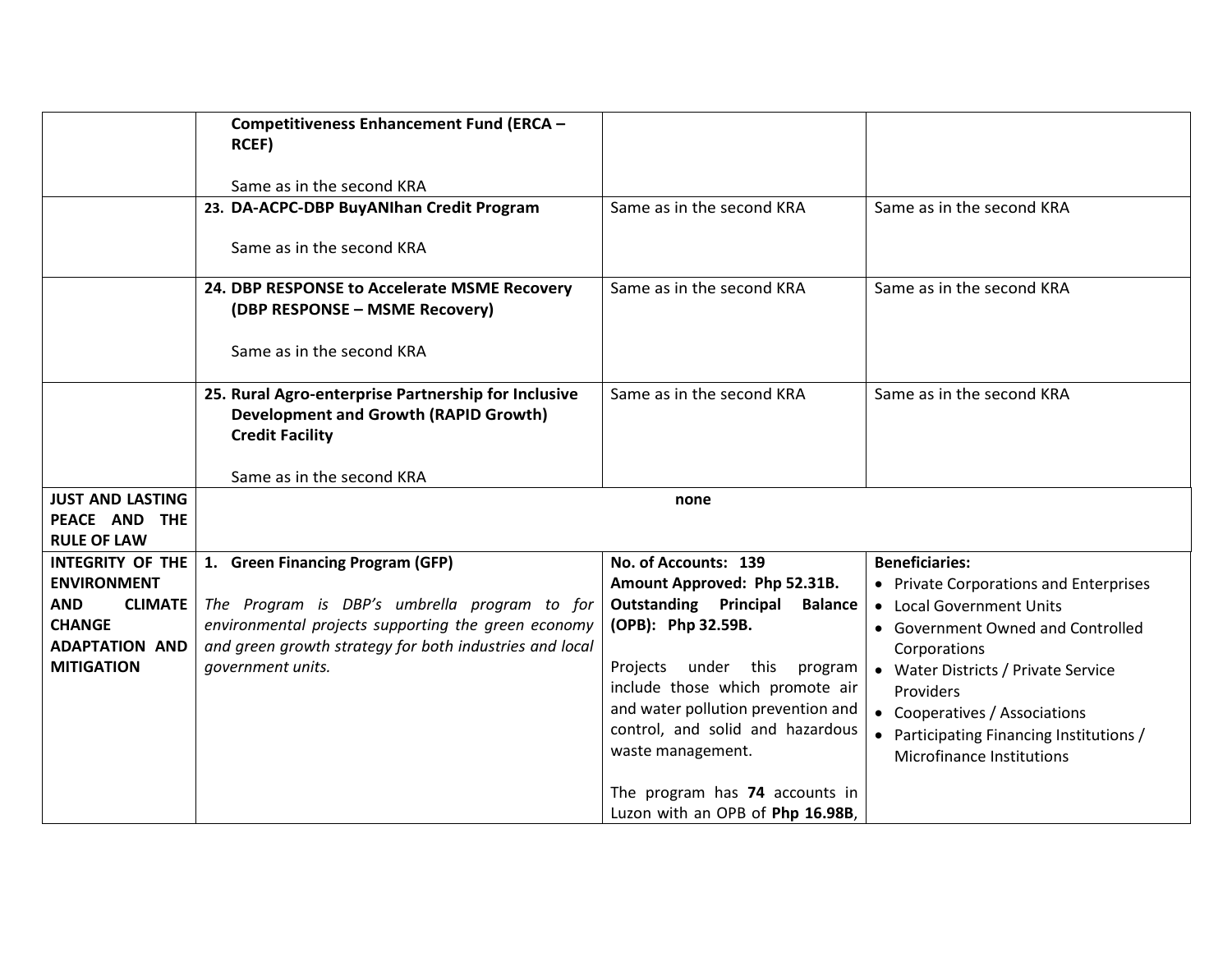| | | | |
|---|---|---|---|
| | **Competitiveness Enhancement Fund (ERCA – RCEF)**<br><br>Same as in the second KRA | | |
| | **23. DA-ACPC-DBP BuyANIhan Credit Program**<br><br>Same as in the second KRA | Same as in the second KRA | Same as in the second KRA |
| | **24. DBP RESPONSE to Accelerate MSME Recovery (DBP RESPONSE – MSME Recovery)**<br><br>Same as in the second KRA | Same as in the second KRA | Same as in the second KRA |
| | **25. Rural Agro-enterprise Partnership for Inclusive Development and Growth (RAPID Growth) Credit Facility**<br><br>Same as in the second KRA | Same as in the second KRA | Same as in the second KRA |
| **JUST AND LASTING PEACE AND THE RULE OF LAW** | **none** | | |
| **INTEGRITY OF THE ENVIRONMENT AND CLIMATE CHANGE ADAPTATION AND MITIGATION** | **1. Green Financing Program (GFP)**<br><br>*The Program is DBP's umbrella program to for environmental projects supporting the green economy and green growth strategy for both industries and local government units.* | **No. of Accounts: 139**<br>**Amount Approved: Php 52.31B.**<br>**Outstanding Principal Balance (OPB): Php 32.59B.**<br><br>Projects under this program include those which promote air and water pollution prevention and control, and solid and hazardous waste management.<br><br>The program has **74** accounts in Luzon with an OPB of **Php 16.98B**, | **Beneficiaries:**<br>• Private Corporations and Enterprises<br>• Local Government Units<br>• Government Owned and Controlled Corporations<br>• Water Districts / Private Service Providers<br>• Cooperatives / Associations<br>• Participating Financing Institutions / Microfinance Institutions |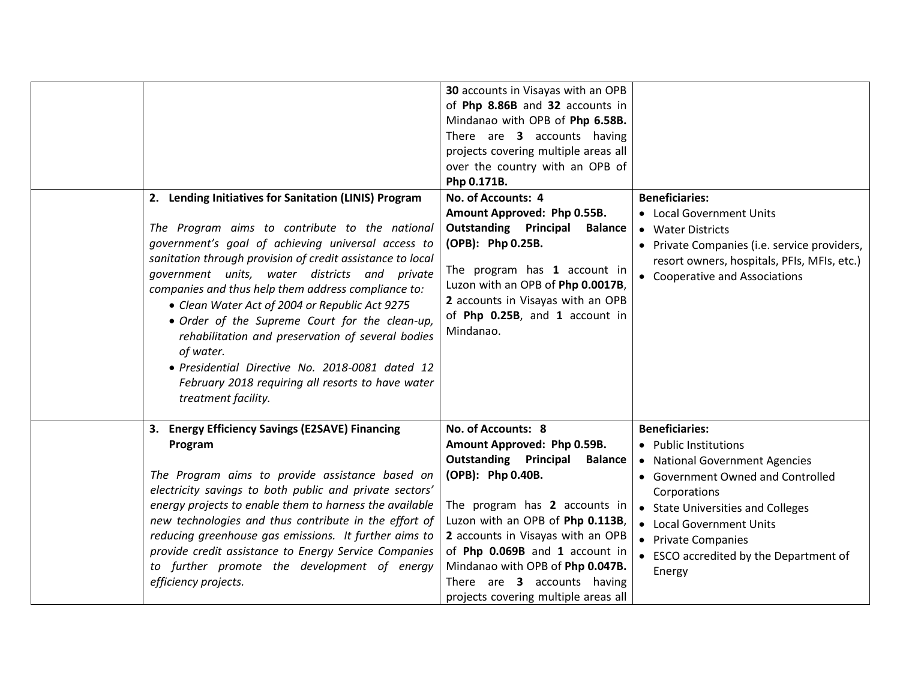| | | | |
|---|---|---|---|
| | | **30** accounts in Visayas with an OPB of **Php 8.86B** and **32** accounts in Mindanao with OPB of **Php 6.58B.** There are **3** accounts having projects covering multiple areas all over the country with an OPB of **Php 0.171B.** | |
| | **2. Lending Initiatives for Sanitation (LINIS) Program**<br><br>*The Program aims to contribute to the national government's goal of achieving universal access to sanitation through provision of credit assistance to local government units, water districts and private companies and thus help them address compliance to:*<br>• *Clean Water Act of 2004 or Republic Act 9275*<br>• *Order of the Supreme Court for the clean-up, rehabilitation and preservation of several bodies of water.*<br>• *Presidential Directive No. 2018-0081 dated 12 February 2018 requiring all resorts to have water treatment facility.* | **No. of Accounts: 4**<br>**Amount Approved: Php 0.55B.**<br>**Outstanding Principal Balance (OPB): Php 0.25B.**<br><br>The program has **1** account in Luzon with an OPB of **Php 0.0017B**, **2** accounts in Visayas with an OPB of **Php 0.25B**, and **1** account in Mindanao. | **Beneficiaries:**<br>• Local Government Units<br>• Water Districts<br>• Private Companies (i.e. service providers, resort owners, hospitals, PFIs, MFIs, etc.)<br>• Cooperative and Associations |
| | **3. Energy Efficiency Savings (E2SAVE) Financing Program**<br><br>*The Program aims to provide assistance based on electricity savings to both public and private sectors' energy projects to enable them to harness the available new technologies and thus contribute in the effort of reducing greenhouse gas emissions. It further aims to provide credit assistance to Energy Service Companies to further promote the development of energy efficiency projects.* | **No. of Accounts: 8**<br>**Amount Approved: Php 0.59B.**<br>**Outstanding Principal Balance (OPB): Php 0.40B.**<br><br>The program has **2** accounts in Luzon with an OPB of **Php 0.113B**, **2** accounts in Visayas with an OPB of **Php 0.069B** and **1** account in Mindanao with OPB of **Php 0.047B.** There are **3** accounts having projects covering multiple areas all | **Beneficiaries:**<br>• Public Institutions<br>• National Government Agencies<br>• Government Owned and Controlled Corporations<br>• State Universities and Colleges<br>• Local Government Units<br>• Private Companies<br>• ESCO accredited by the Department of Energy |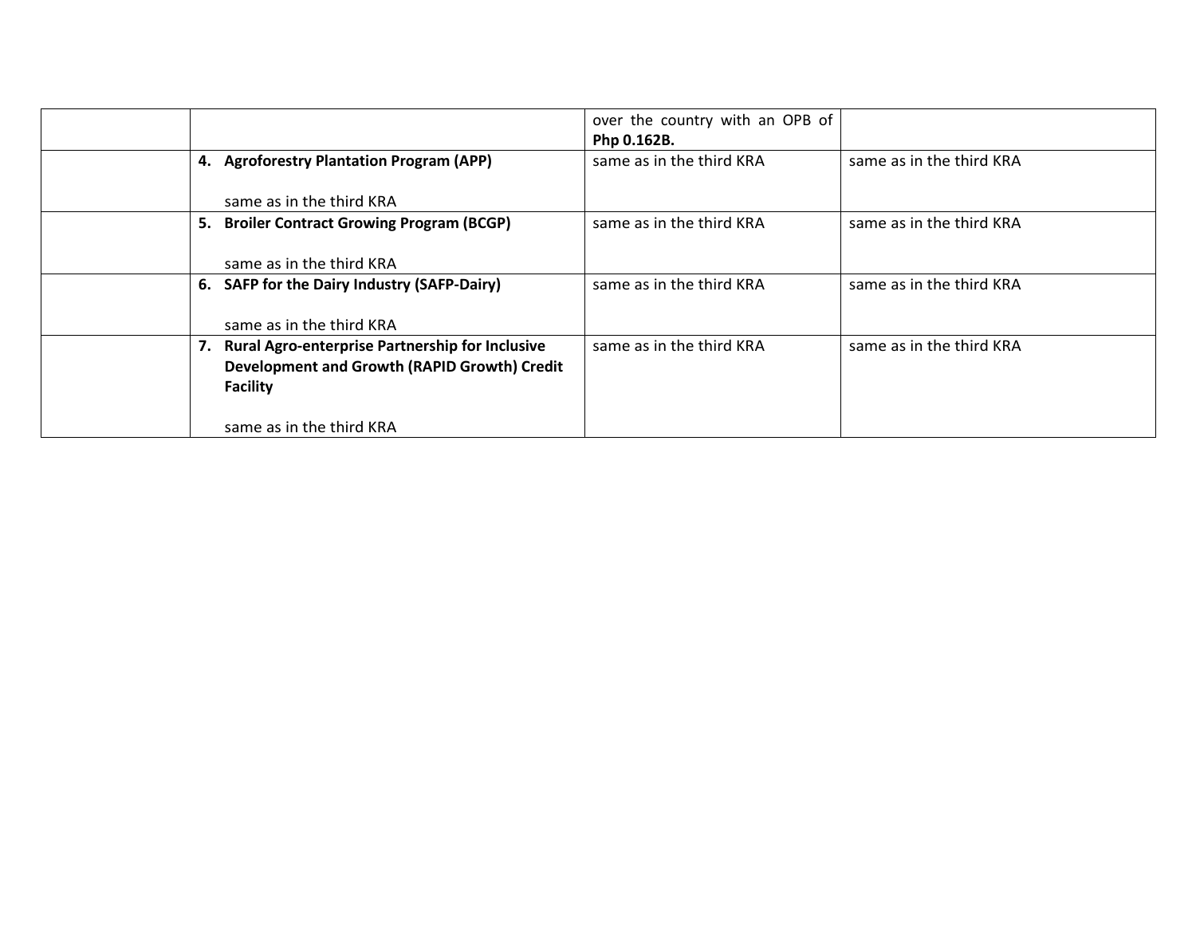| | | | |
|---|---|---|---|
| | | over the country with an OPB of **Php 0.162B.** | |
| | **4. Agroforestry Plantation Program (APP)**<br><br>same as in the third KRA | same as in the third KRA | same as in the third KRA |
| | **5. Broiler Contract Growing Program (BCGP)**<br><br>same as in the third KRA | same as in the third KRA | same as in the third KRA |
| | **6. SAFP for the Dairy Industry (SAFP-Dairy)**<br><br>same as in the third KRA | same as in the third KRA | same as in the third KRA |
| | **7. Rural Agro-enterprise Partnership for Inclusive Development and Growth (RAPID Growth) Credit Facility**<br><br>same as in the third KRA | same as in the third KRA | same as in the third KRA |